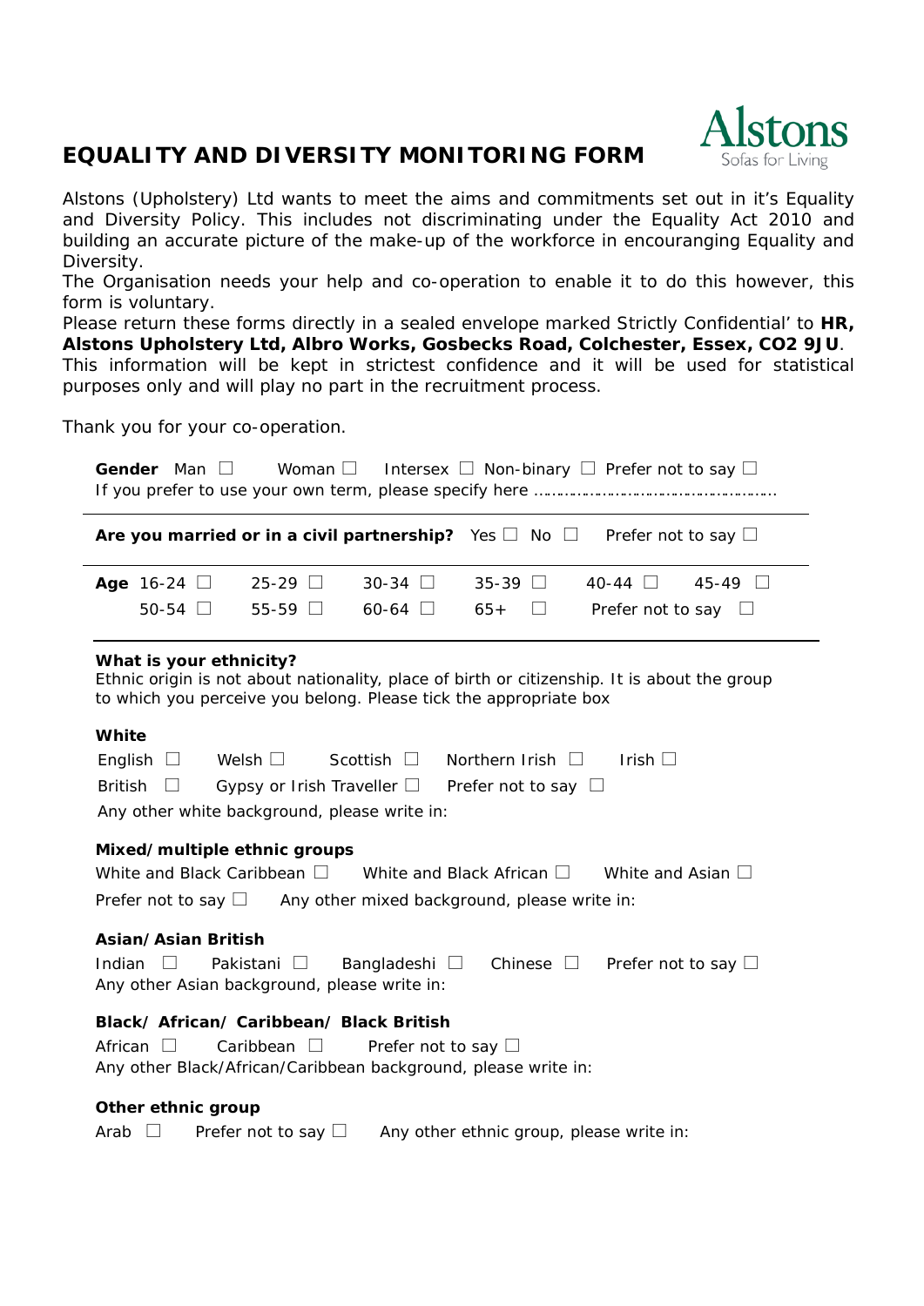# EQUALITY AND DIVERSITY MONITORING FORM

Alstons
Sofas for Living

Alstons (Upholstery) Ltd wants to meet the aims and commitments set out in it's Equality and Diversity Policy. This includes not discriminating under the Equality Act 2010 and building an accurate picture of the make-up of the workforce in encouranging Equality and Diversity.

The Organisation needs your help and co-operation to enable it to do this however, this form is voluntary.

Please return these forms directly in a sealed envelope marked Strictly Confidential' to **HR, Alstons Upholstery Ltd, Albro Works, Gosbecks Road, Colchester, Essex, CO2 9JU**.

This information will be kept in strictest confidence and it will be used for statistical purposes only and will play no part in the recruitment process.

Thank you for your co-operation.

**Gender** Man ☐ Woman ☐ Intersex ☐ Non-binary ☐ Prefer not to say ☐

If you prefer to use your own term, please specify here ……………………………………………

---

**Are you married or in a civil partnership?** Yes ☐ No ☐ Prefer not to say ☐

---

**Age** 16-24 ☐ 25-29 ☐ 30-34 ☐ 35-39 ☐ 40-44 ☐ 45-49 ☐

50-54 ☐ 55-59 ☐ 60-64 ☐ 65+ ☐ Prefer not to say ☐

---

**What is your ethnicity?**

Ethnic origin is not about nationality, place of birth or citizenship. It is about the group to which you perceive you belong. Please tick the appropriate box

**White**

English ☐ Welsh ☐ Scottish ☐ Northern Irish ☐ Irish ☐

British ☐ Gypsy or Irish Traveller ☐ Prefer not to say ☐

Any other white background, please write in:

**Mixed/multiple ethnic groups**

White and Black Caribbean ☐ White and Black African ☐ White and Asian ☐

Prefer not to say ☐ Any other mixed background, please write in:

**Asian/Asian British**

Indian ☐ Pakistani ☐ Bangladeshi ☐ Chinese ☐ Prefer not to say ☐

Any other Asian background, please write in:

**Black/ African/ Caribbean/ Black British**

African ☐ Caribbean ☐ Prefer not to say ☐

Any other Black/African/Caribbean background, please write in:

**Other ethnic group**

Arab ☐ Prefer not to say ☐ Any other ethnic group, please write in: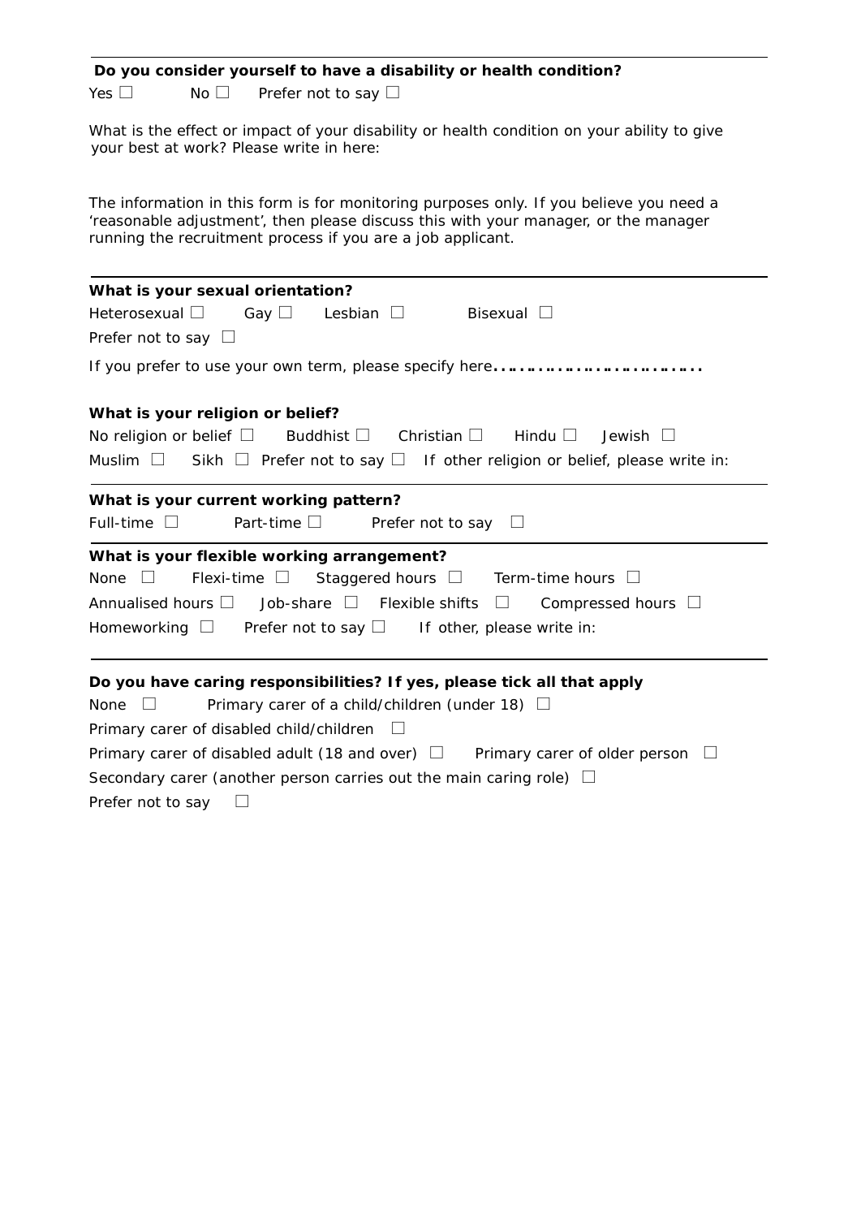**Do you consider yourself to have a disability or health condition?**

Yes ☐ No ☐ Prefer not to say ☐

What is the effect or impact of your disability or health condition on your ability to give your best at work? Please write in here:

The information in this form is for monitoring purposes only. If you believe you need a 'reasonable adjustment', then please discuss this with your manager, or the manager running the recruitment process if you are a job applicant.

---

**What is your sexual orientation?**

Heterosexual ☐ Gay ☐ Lesbian ☐ Bisexual ☐

Prefer not to say ☐

If you prefer to use your own term, please specify here……………………………

**What is your religion or belief?**

No religion or belief ☐ Buddhist ☐ Christian ☐ Hindu ☐ Jewish ☐

Muslim ☐ Sikh ☐ Prefer not to say ☐ If other religion or belief, please write in:

---

**What is your current working pattern?**

Full-time ☐ Part-time ☐ Prefer not to say ☐

---

**What is your flexible working arrangement?**

None ☐ Flexi-time ☐ Staggered hours ☐ Term-time hours ☐

Annualised hours ☐ Job-share ☐ Flexible shifts ☐ Compressed hours ☐

Homeworking ☐ Prefer not to say ☐ If other, please write in:

---

**Do you have caring responsibilities? If yes, please tick all that apply**

None ☐ Primary carer of a child/children (under 18) ☐

Primary carer of disabled child/children ☐

Primary carer of disabled adult (18 and over) ☐ Primary carer of older person ☐

Secondary carer (another person carries out the main caring role) ☐

Prefer not to say ☐